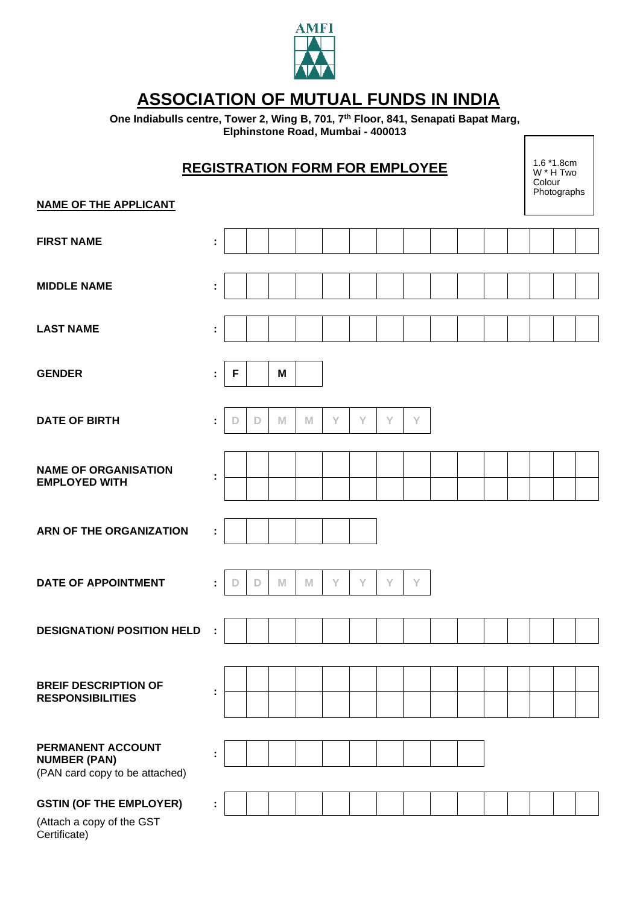AMFI

# ASSOCIATION OF MUTUAL FUNDS IN INDIA

**One Indiabulls centre, Tower 2, Wing B, 701, 7th Floor, 841, Senapati Bapat Marg, Elphinstone Road, Mumbai - 400013**

## REGISTRATION FORM FOR EMPLOYEE

1.6 *1.8cm W * H Two Colour Photographs

**NAME OF THE APPLICANT**

| Field | | Entry |
|---|---|---|
| **FIRST NAME** | : | |
| **MIDDLE NAME** | : | |
| **LAST NAME** | : | |
| **GENDER** | : | F [ ] M [ ] |
| **DATE OF BIRTH** | : | D D M M Y Y Y Y |
| **NAME OF ORGANISATION EMPLOYED WITH** | : | |
| **ARN OF THE ORGANIZATION** | : | |
| **DATE OF APPOINTMENT** | : | D D M M Y Y Y Y |
| **DESIGNATION/ POSITION HELD** | : | |
| **BREIF DESCRIPTION OF RESPONSIBILITIES** | : | |
| **PERMANENT ACCOUNT NUMBER (PAN)** (PAN card copy to be attached) | : | |
| **GSTIN (OF THE EMPLOYER)** (Attach a copy of the GST Certificate) | : | |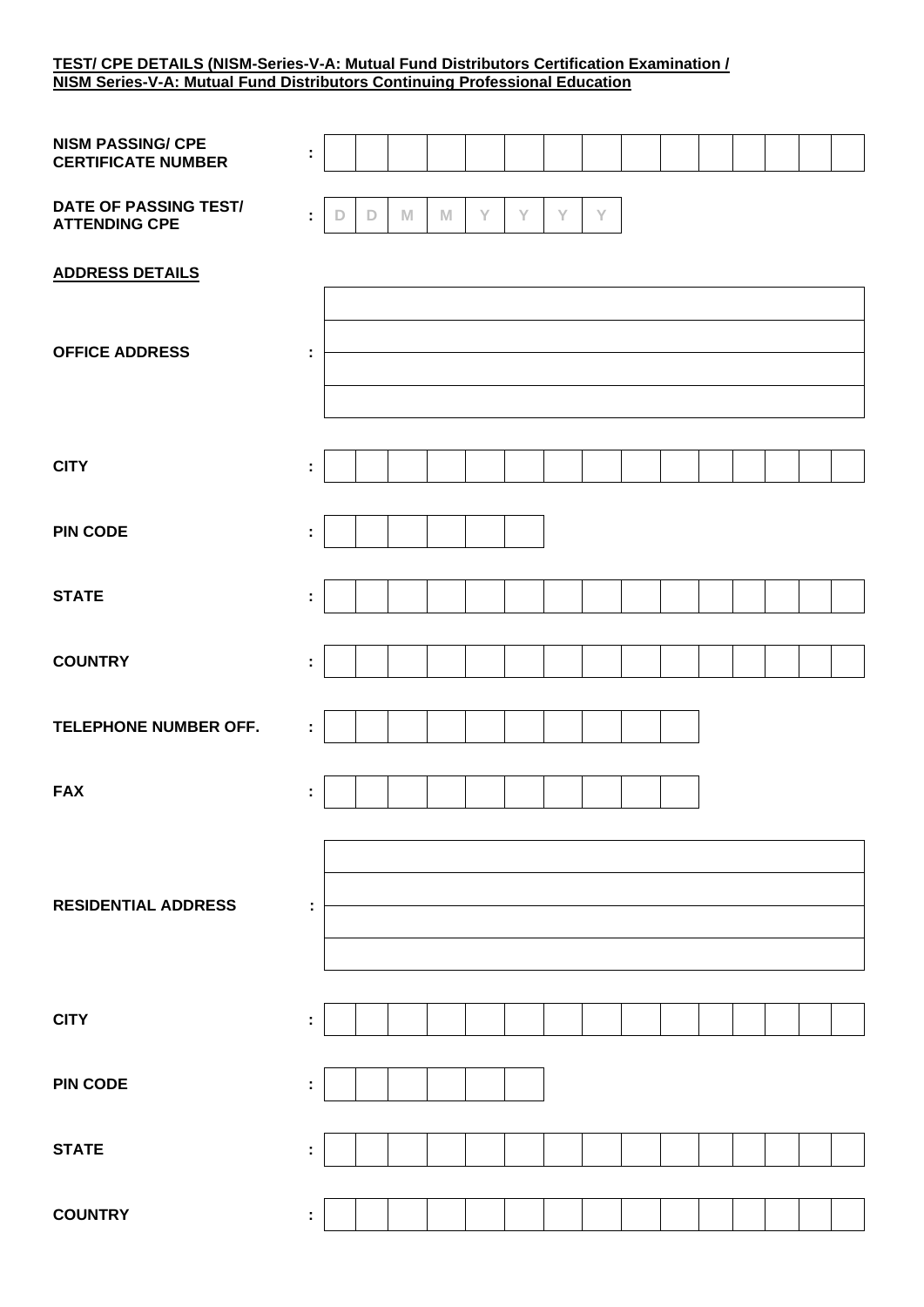**TEST/ CPE DETAILS (NISM-Series-V-A: Mutual Fund Distributors Certification Examination / NISM Series-V-A: Mutual Fund Distributors Continuing Professional Education**

**NISM PASSING/ CPE CERTIFICATE NUMBER** :

**DATE OF PASSING TEST/ ATTENDING CPE** : D D M M Y Y Y Y

**ADDRESS DETAILS**

**OFFICE ADDRESS** :

**CITY** :

**PIN CODE** :

**STATE** :

**COUNTRY** :

**TELEPHONE NUMBER OFF.** :

**FAX** :

**RESIDENTIAL ADDRESS** :

**CITY** :

**PIN CODE** :

**STATE** :

**COUNTRY** :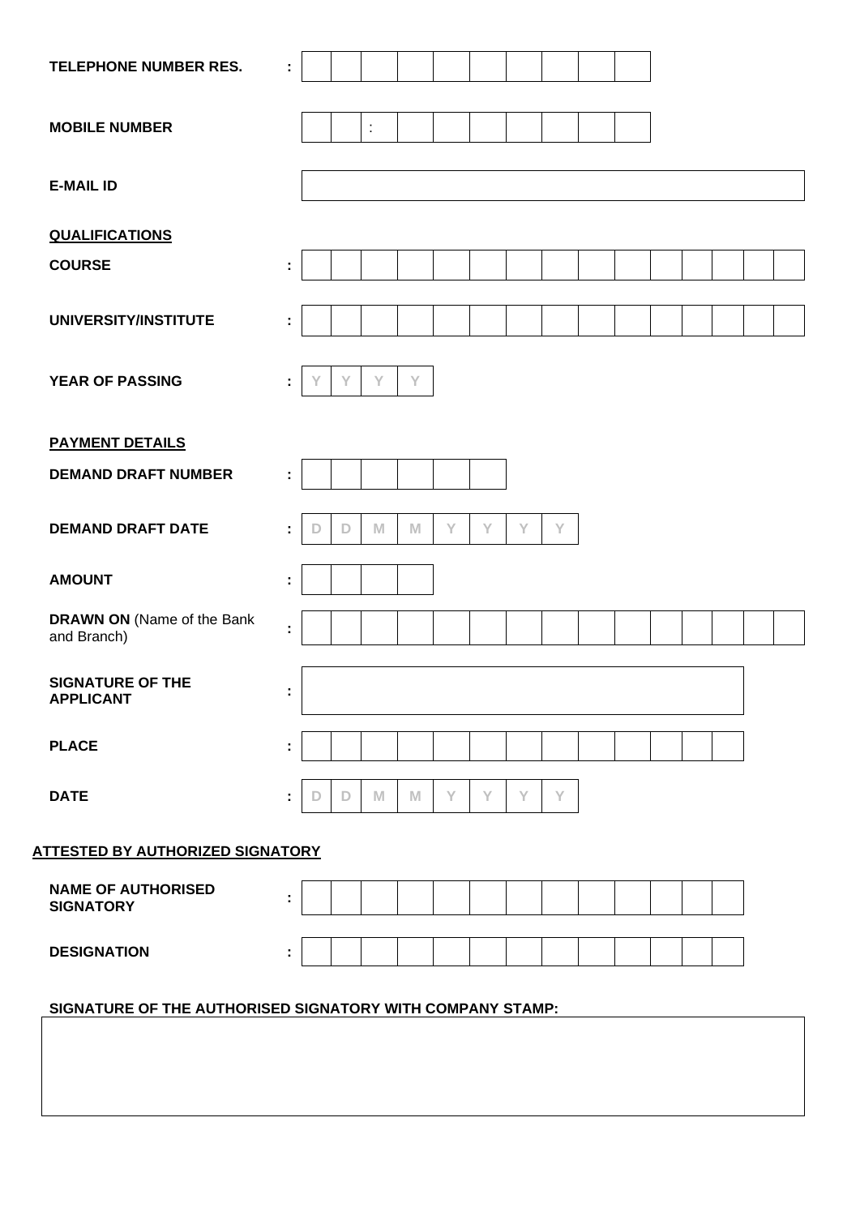**TELEPHONE NUMBER RES.** : | | | | | | | | | | |

**MOBILE NUMBER** | | | : | | | | | | | |

**E-MAIL ID** | |

**QUALIFICATIONS**

**COURSE** : | | | | | | | | | | | | | | | |

**UNIVERSITY/INSTITUTE** : | | | | | | | | | | | | | | | |

**YEAR OF PASSING** : | Y | Y | Y | Y |

**PAYMENT DETAILS**

**DEMAND DRAFT NUMBER** : | | | | | | |

**DEMAND DRAFT DATE** : | D | D | M | M | Y | Y | Y | Y |

**AMOUNT** : | | | | |

**DRAWN ON** (Name of the Bank and Branch) : | | | | | | | | | | | | | | | |

**SIGNATURE OF THE APPLICANT** : | |

**PLACE** : | | | | | | | | | | | | | | |

**DATE** : | D | D | M | M | Y | Y | Y | Y |

**ATTESTED BY AUTHORIZED SIGNATORY**

**NAME OF AUTHORISED SIGNATORY** : | | | | | | | | | | | | | | |

**DESIGNATION** : | | | | | | | | | | | | | | |

**SIGNATURE OF THE AUTHORISED SIGNATORY WITH COMPANY STAMP:**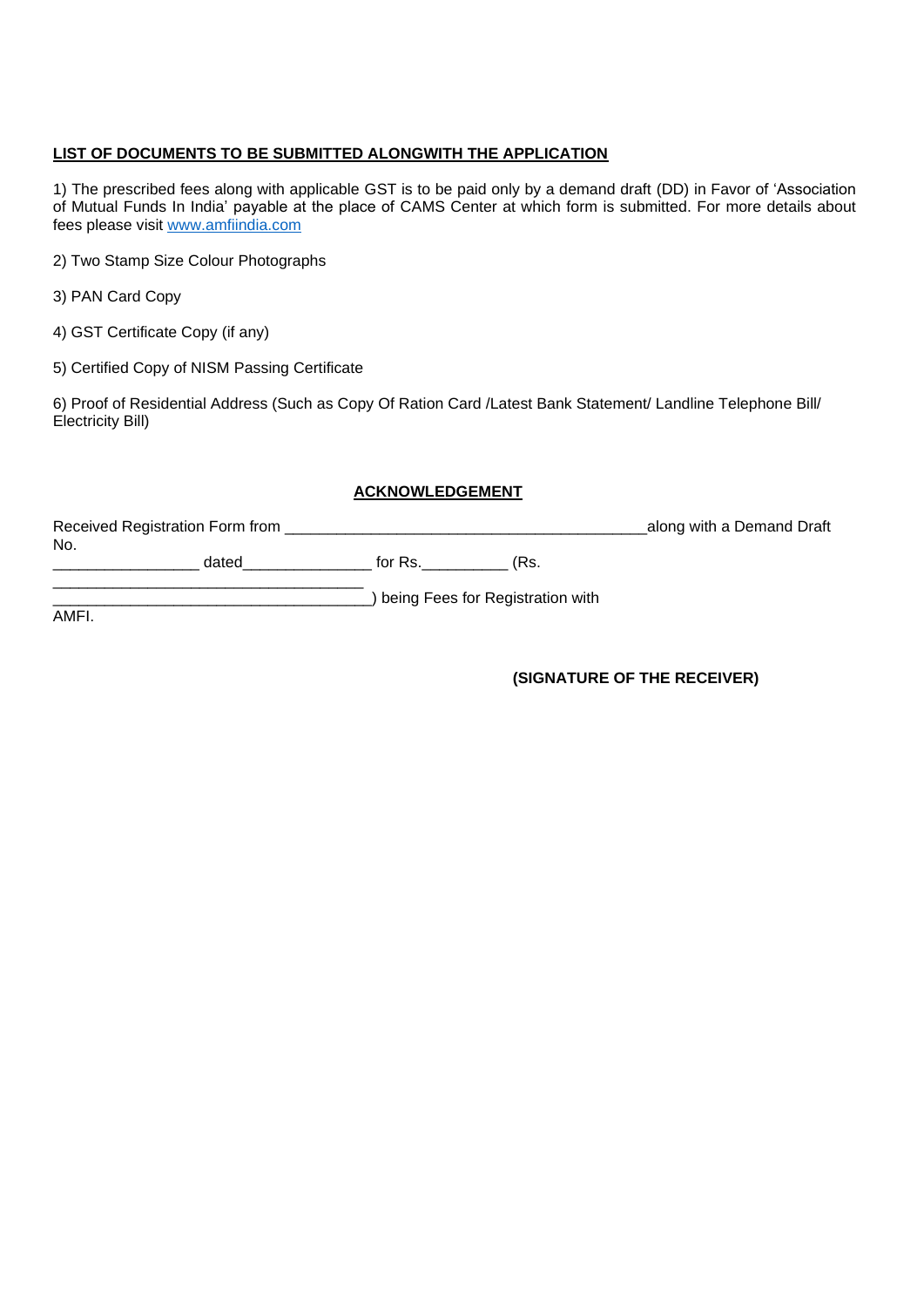**LIST OF DOCUMENTS TO BE SUBMITTED ALONGWITH THE APPLICATION**

1) The prescribed fees along with applicable GST is to be paid only by a demand draft (DD) in Favor of 'Association of Mutual Funds In India' payable at the place of CAMS Center at which form is submitted. For more details about fees please visit [www.amfiindia.com](http://www.amfiindia.com)

2) Two Stamp Size Colour Photographs

3) PAN Card Copy

4) GST Certificate Copy (if any)

5) Certified Copy of NISM Passing Certificate

6) Proof of Residential Address (Such as Copy Of Ration Card /Latest Bank Statement/ Landline Telephone Bill/ Electricity Bill)

**ACKNOWLEDGEMENT**

Received Registration Form from ________________________________________along with a Demand Draft No. ________________ dated______________ for Rs._________ (Rs. ____________________________________ ____________________________________) being Fees for Registration with AMFI.

**(SIGNATURE OF THE RECEIVER)**